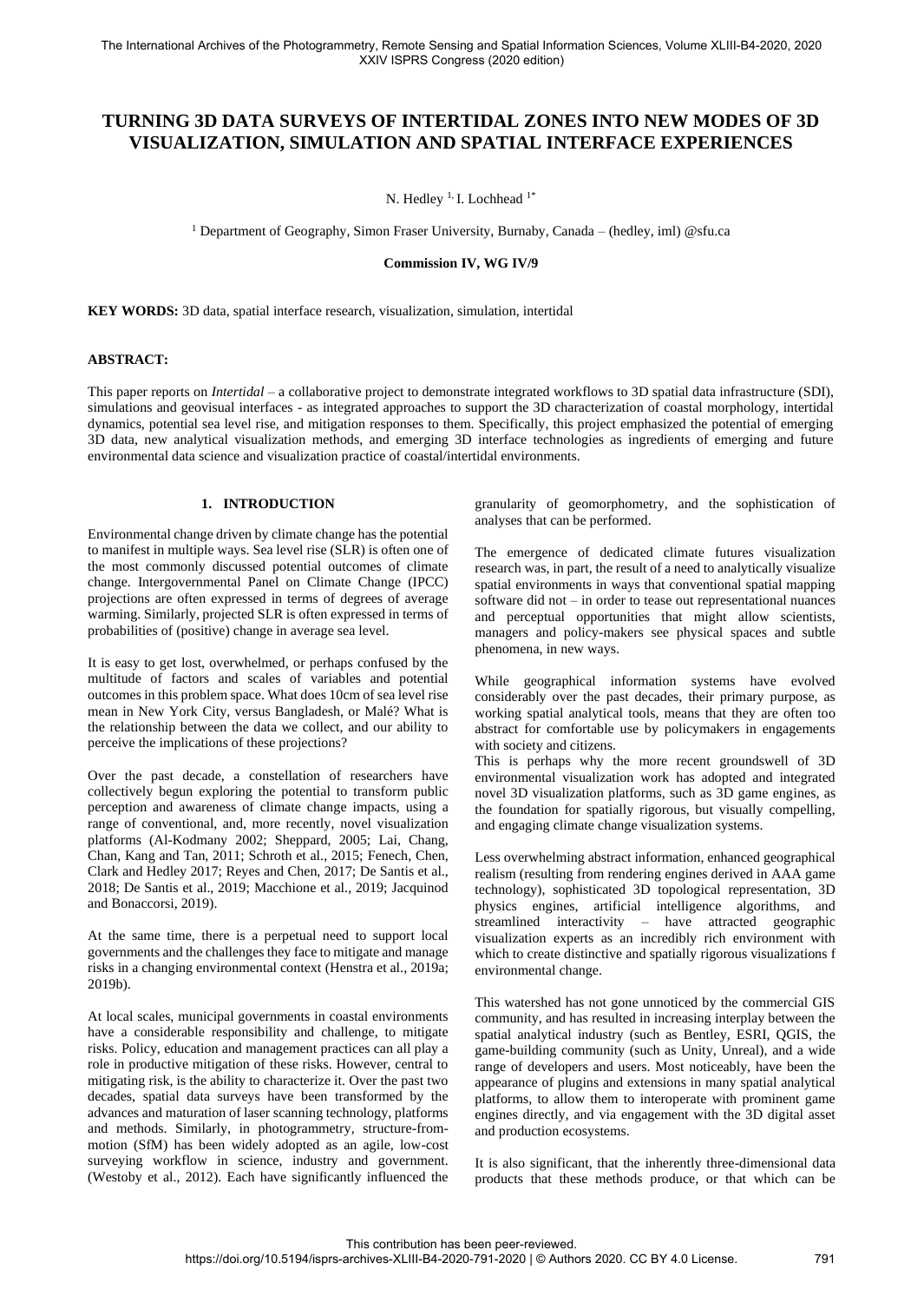# TURNING 3D DATA SURVEYS OF INTERTIDAL ZONES INTO NEW MODES OF 3D VISUALIZATION, SIMULATION AND SPATIAL INTERFACE EXPERIENCES

N. Hedley [1], I. Lochhead [1*]

[1] Department of Geography, Simon Fraser University, Burnaby, Canada – (hedley, iml) @sfu.ca

**Commission IV, WG IV/9**

**KEY WORDS:** 3D data, spatial interface research, visualization, simulation, intertidal

**ABSTRACT:**

This paper reports on *Intertidal* – a collaborative project to demonstrate integrated workflows to 3D spatial data infrastructure (SDI), simulations and geovisual interfaces - as integrated approaches to support the 3D characterization of coastal morphology, intertidal dynamics, potential sea level rise, and mitigation responses to them. Specifically, this project emphasized the potential of emerging 3D data, new analytical visualization methods, and emerging 3D interface technologies as ingredients of emerging and future environmental data science and visualization practice of coastal/intertidal environments.

## 1. INTRODUCTION

Environmental change driven by climate change has the potential to manifest in multiple ways. Sea level rise (SLR) is often one of the most commonly discussed potential outcomes of climate change. Intergovernmental Panel on Climate Change (IPCC) projections are often expressed in terms of degrees of average warming. Similarly, projected SLR is often expressed in terms of probabilities of (positive) change in average sea level.

It is easy to get lost, overwhelmed, or perhaps confused by the multitude of factors and scales of variables and potential outcomes in this problem space. What does 10cm of sea level rise mean in New York City, versus Bangladesh, or Malé? What is the relationship between the data we collect, and our ability to perceive the implications of these projections?

Over the past decade, a constellation of researchers have collectively begun exploring the potential to transform public perception and awareness of climate change impacts, using a range of conventional, and, more recently, novel visualization platforms (Al-Kodmany 2002; Sheppard, 2005; Lai, Chang, Chan, Kang and Tan, 2011; Schroth et al., 2015; Fenech, Chen, Clark and Hedley 2017; Reyes and Chen, 2017; De Santis et al., 2018; De Santis et al., 2019; Macchione et al., 2019; Jacquinod and Bonaccorsi, 2019).

At the same time, there is a perpetual need to support local governments and the challenges they face to mitigate and manage risks in a changing environmental context (Henstra et al., 2019a; 2019b).

At local scales, municipal governments in coastal environments have a considerable responsibility and challenge, to mitigate risks. Policy, education and management practices can all play a role in productive mitigation of these risks. However, central to mitigating risk, is the ability to characterize it. Over the past two decades, spatial data surveys have been transformed by the advances and maturation of laser scanning technology, platforms and methods. Similarly, in photogrammetry, structure-from-motion (SfM) has been widely adopted as an agile, low-cost surveying workflow in science, industry and government. (Westoby et al., 2012). Each have significantly influenced the granularity of geomorphometry, and the sophistication of analyses that can be performed.

The emergence of dedicated climate futures visualization research was, in part, the result of a need to analytically visualize spatial environments in ways that conventional spatial mapping software did not – in order to tease out representational nuances and perceptual opportunities that might allow scientists, managers and policy-makers see physical spaces and subtle phenomena, in new ways.

While geographical information systems have evolved considerably over the past decades, their primary purpose, as working spatial analytical tools, means that they are often too abstract for comfortable use by policymakers in engagements with society and citizens.
This is perhaps why the more recent groundswell of 3D environmental visualization work has adopted and integrated novel 3D visualization platforms, such as 3D game engines, as the foundation for spatially rigorous, but visually compelling, and engaging climate change visualization systems.

Less overwhelming abstract information, enhanced geographical realism (resulting from rendering engines derived in AAA game technology), sophisticated 3D topological representation, 3D physics engines, artificial intelligence algorithms, and streamlined interactivity – have attracted geographic visualization experts as an incredibly rich environment with which to create distinctive and spatially rigorous visualizations f environmental change.

This watershed has not gone unnoticed by the commercial GIS community, and has resulted in increasing interplay between the spatial analytical industry (such as Bentley, ESRI, QGIS, the game-building community (such as Unity, Unreal), and a wide range of developers and users. Most noticeably, have been the appearance of plugins and extensions in many spatial analytical platforms, to allow them to interoperate with prominent game engines directly, and via engagement with the 3D digital asset and production ecosystems.

It is also significant, that the inherently three-dimensional data products that these methods produce, or that which can be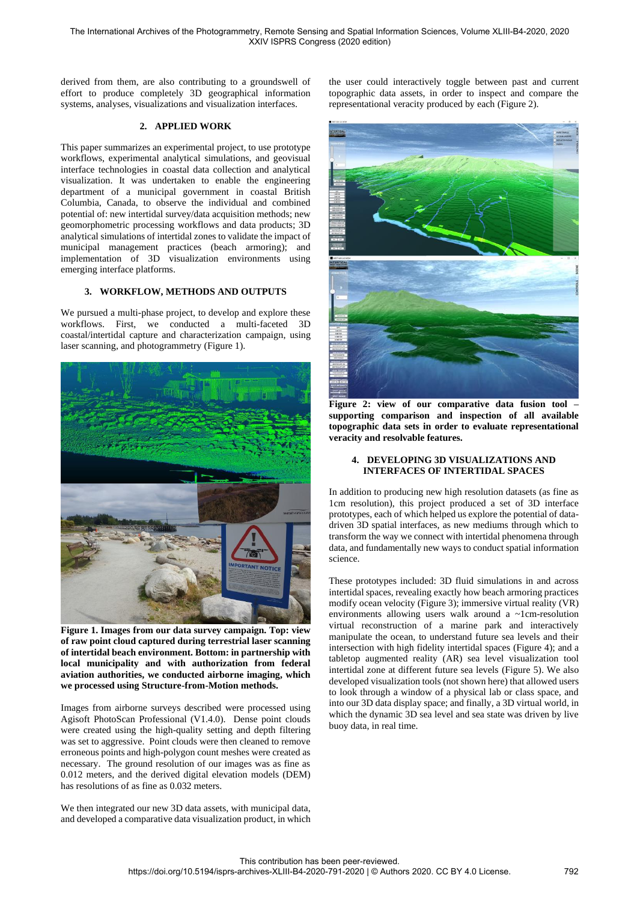derived from them, are also contributing to a groundswell of effort to produce completely 3D geographical information systems, analyses, visualizations and visualization interfaces.

## 2. APPLIED WORK

This paper summarizes an experimental project, to use prototype workflows, experimental analytical simulations, and geovisual interface technologies in coastal data collection and analytical visualization. It was undertaken to enable the engineering department of a municipal government in coastal British Columbia, Canada, to observe the individual and combined potential of: new intertidal survey/data acquisition methods; new geomorphometric processing workflows and data products; 3D analytical simulations of intertidal zones to validate the impact of municipal management practices (beach armoring); and implementation of 3D visualization environments using emerging interface platforms.

## 3. WORKFLOW, METHODS AND OUTPUTS

We pursued a multi-phase project, to develop and explore these workflows. First, we conducted a multi-faceted 3D coastal/intertidal capture and characterization campaign, using laser scanning, and photogrammetry (Figure 1).

**Figure 1. Images from our data survey campaign. Top: view of raw point cloud captured during terrestrial laser scanning of intertidal beach environment. Bottom: in partnership with local municipality and with authorization from federal aviation authorities, we conducted airborne imaging, which we processed using Structure-from-Motion methods.**

Images from airborne surveys described were processed using Agisoft PhotoScan Professional (V1.4.0). Dense point clouds were created using the high-quality setting and depth filtering was set to aggressive. Point clouds were then cleaned to remove erroneous points and high-polygon count meshes were created as necessary. The ground resolution of our images was as fine as 0.012 meters, and the derived digital elevation models (DEM) has resolutions of as fine as 0.032 meters.

We then integrated our new 3D data assets, with municipal data, and developed a comparative data visualization product, in which the user could interactively toggle between past and current topographic data assets, in order to inspect and compare the representational veracity produced by each (Figure 2).

**Figure 2: view of our comparative data fusion tool – supporting comparison and inspection of all available topographic data sets in order to evaluate representational veracity and resolvable features.**

## 4. DEVELOPING 3D VISUALIZATIONS AND INTERFACES OF INTERTIDAL SPACES

In addition to producing new high resolution datasets (as fine as 1cm resolution), this project produced a set of 3D interface prototypes, each of which helped us explore the potential of data-driven 3D spatial interfaces, as new mediums through which to transform the way we connect with intertidal phenomena through data, and fundamentally new ways to conduct spatial information science.

These prototypes included: 3D fluid simulations in and across intertidal spaces, revealing exactly how beach armoring practices modify ocean velocity (Figure 3); immersive virtual reality (VR) environments allowing users walk around a ~1cm-resolution virtual reconstruction of a marine park and interactively manipulate the ocean, to understand future sea levels and their intersection with high fidelity intertidal spaces (Figure 4); and a tabletop augmented reality (AR) sea level visualization tool intertidal zone at different future sea levels (Figure 5). We also developed visualization tools (not shown here) that allowed users to look through a window of a physical lab or class space, and into our 3D data display space; and finally, a 3D virtual world, in which the dynamic 3D sea level and sea state was driven by live buoy data, in real time.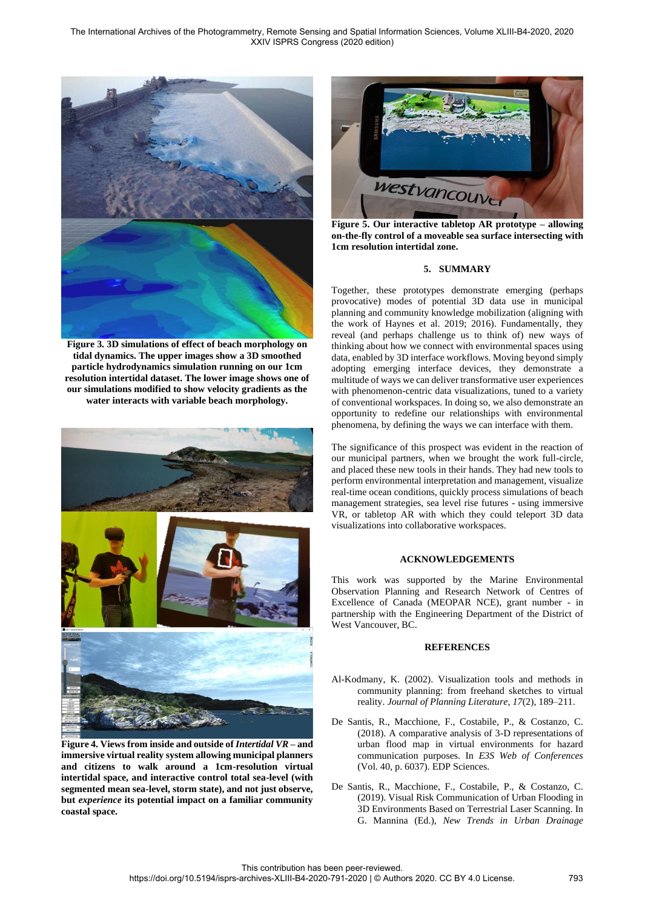**Figure 3. 3D simulations of effect of beach morphology on tidal dynamics. The upper images show a 3D smoothed particle hydrodynamics simulation running on our 1cm resolution intertidal dataset. The lower image shows one of our simulations modified to show velocity gradients as the water interacts with variable beach morphology.**

**Figure 4. Views from inside and outside of *Intertidal VR* – and immersive virtual reality system allowing municipal planners and citizens to walk around a 1cm-resolution virtual intertidal space, and interactive control total sea-level (with segmented mean sea-level, storm state), and not just observe, but *experience* its potential impact on a familiar community coastal space.**

**Figure 5. Our interactive tabletop AR prototype – allowing on-the-fly control of a moveable sea surface intersecting with 1cm resolution intertidal zone.**

## 5. SUMMARY

Together, these prototypes demonstrate emerging (perhaps provocative) modes of potential 3D data use in municipal planning and community knowledge mobilization (aligning with the work of Haynes et al. 2019; 2016). Fundamentally, they reveal (and perhaps challenge us to think of) new ways of thinking about how we connect with environmental spaces using data, enabled by 3D interface workflows. Moving beyond simply adopting emerging interface devices, they demonstrate a multitude of ways we can deliver transformative user experiences with phenomenon-centric data visualizations, tuned to a variety of conventional workspaces. In doing so, we also demonstrate an opportunity to redefine our relationships with environmental phenomena, by defining the ways we can interface with them.

The significance of this prospect was evident in the reaction of our municipal partners, when we brought the work full-circle, and placed these new tools in their hands. They had new tools to perform environmental interpretation and management, visualize real-time ocean conditions, quickly process simulations of beach management strategies, sea level rise futures - using immersive VR, or tabletop AR with which they could teleport 3D data visualizations into collaborative workspaces.

## ACKNOWLEDGEMENTS

This work was supported by the Marine Environmental Observation Planning and Research Network of Centres of Excellence of Canada (MEOPAR NCE), grant number - in partnership with the Engineering Department of the District of West Vancouver, BC.

## REFERENCES

Al-Kodmany, K. (2002). Visualization tools and methods in community planning: from freehand sketches to virtual reality. *Journal of Planning Literature*, *17*(2), 189–211.

De Santis, R., Macchione, F., Costabile, P., & Costanzo, C. (2018). A comparative analysis of 3-D representations of urban flood map in virtual environments for hazard communication purposes. In *E3S Web of Conferences* (Vol. 40, p. 6037). EDP Sciences.

De Santis, R., Macchione, F., Costabile, P., & Costanzo, C. (2019). Visual Risk Communication of Urban Flooding in 3D Environments Based on Terrestrial Laser Scanning. In G. Mannina (Ed.), *New Trends in Urban Drainage*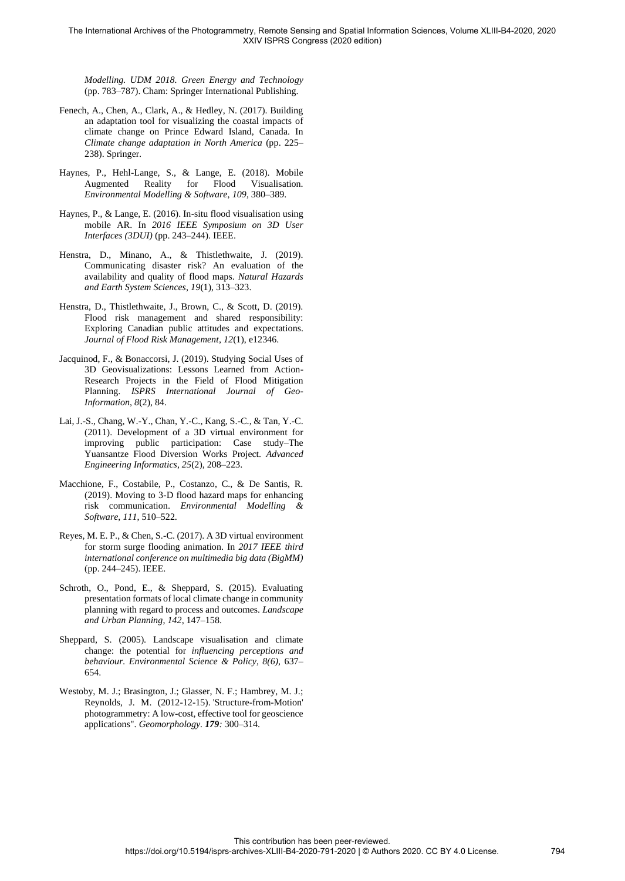*Modelling. UDM 2018. Green Energy and Technology* (pp. 783–787). Cham: Springer International Publishing.

Fenech, A., Chen, A., Clark, A., & Hedley, N. (2017). Building an adaptation tool for visualizing the coastal impacts of climate change on Prince Edward Island, Canada. In *Climate change adaptation in North America* (pp. 225–238). Springer.

Haynes, P., Hehl-Lange, S., & Lange, E. (2018). Mobile Augmented Reality for Flood Visualisation. *Environmental Modelling & Software*, *109*, 380–389.

Haynes, P., & Lange, E. (2016). In-situ flood visualisation using mobile AR. In *2016 IEEE Symposium on 3D User Interfaces (3DUI)* (pp. 243–244). IEEE.

Henstra, D., Minano, A., & Thistlethwaite, J. (2019). Communicating disaster risk? An evaluation of the availability and quality of flood maps. *Natural Hazards and Earth System Sciences*, *19*(1), 313–323.

Henstra, D., Thistlethwaite, J., Brown, C., & Scott, D. (2019). Flood risk management and shared responsibility: Exploring Canadian public attitudes and expectations. *Journal of Flood Risk Management*, *12*(1), e12346.

Jacquinod, F., & Bonaccorsi, J. (2019). Studying Social Uses of 3D Geovisualizations: Lessons Learned from Action-Research Projects in the Field of Flood Mitigation Planning. *ISPRS International Journal of Geo-Information*, *8*(2), 84.

Lai, J.-S., Chang, W.-Y., Chan, Y.-C., Kang, S.-C., & Tan, Y.-C. (2011). Development of a 3D virtual environment for improving public participation: Case study–The Yuansantze Flood Diversion Works Project. *Advanced Engineering Informatics*, *25*(2), 208–223.

Macchione, F., Costabile, P., Costanzo, C., & De Santis, R. (2019). Moving to 3-D flood hazard maps for enhancing risk communication. *Environmental Modelling & Software*, *111*, 510–522.

Reyes, M. E. P., & Chen, S.-C. (2017). A 3D virtual environment for storm surge flooding animation. In *2017 IEEE third international conference on multimedia big data (BigMM)* (pp. 244–245). IEEE.

Schroth, O., Pond, E., & Sheppard, S. (2015). Evaluating presentation formats of local climate change in community planning with regard to process and outcomes. *Landscape and Urban Planning*, *142*, 147–158.

Sheppard, S. (2005). Landscape visualisation and climate change: the potential for *influencing perceptions and behaviour. Environmental Science & Policy, 8(6)*, 637–654.

Westoby, M. J.; Brasington, J.; Glasser, N. F.; Hambrey, M. J.; Reynolds, J. M. (2012-12-15). 'Structure-from-Motion' photogrammetry: A low-cost, effective tool for geoscience applications". *Geomorphology*. ***179****:* 300–314.